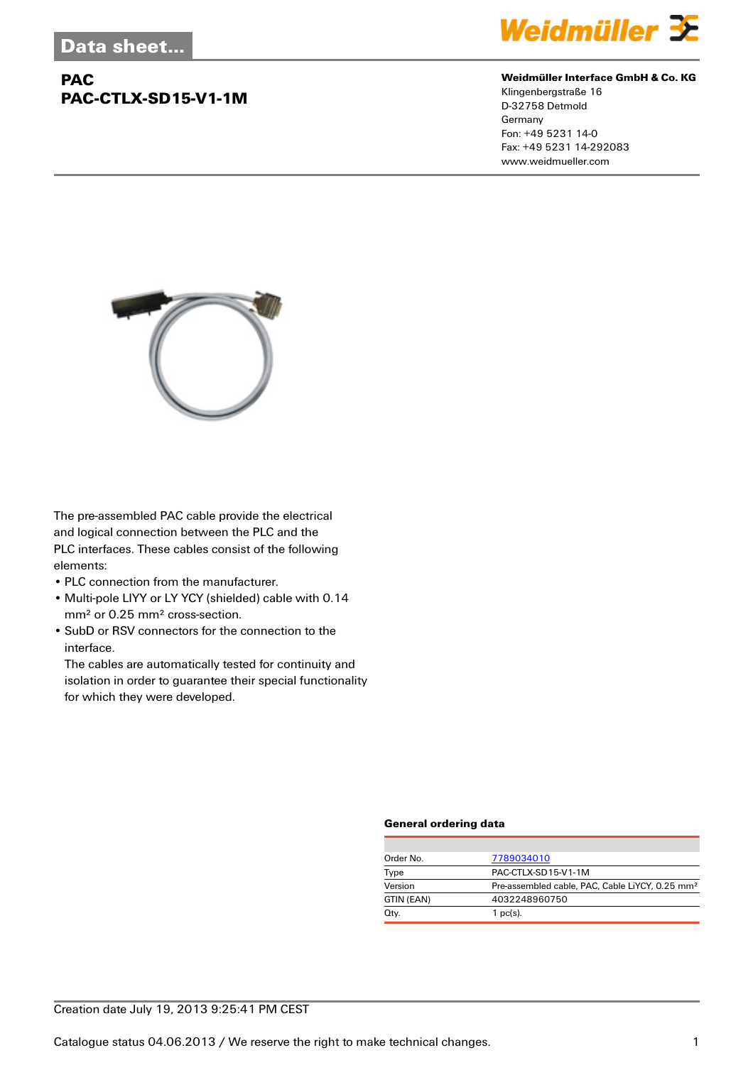Data sheet...

# PAC
# PAC-CTLX-SD15-V1-1M

**Weidmüller Interface GmbH & Co. KG**
Klingenbergstraße 16
D-32758 Detmold
Germany
Fon: +49 5231 14-0
Fax: +49 5231 14-292083
www.weidmueller.com

The pre-assembled PAC cable provide the electrical and logical connection between the PLC and the PLC interfaces. These cables consist of the following elements:

- PLC connection from the manufacturer.
- Multi-pole LIYY or LY YCY (shielded) cable with 0.14 mm² or 0.25 mm² cross-section.
- SubD or RSV connectors for the connection to the interface.
  The cables are automatically tested for continuity and isolation in order to guarantee their special functionality for which they were developed.

### General ordering data

| | |
|---|---|
| Order No. | 7789034010 |
| Type | PAC-CTLX-SD15-V1-1M |
| Version | Pre-assembled cable, PAC, Cable LiYCY, 0.25 mm² |
| GTIN (EAN) | 4032248960750 |
| Qty. | 1 pc(s). |

Creation date July 19, 2013 9:25:41 PM CEST

Catalogue status 04.06.2013 / We reserve the right to make technical changes.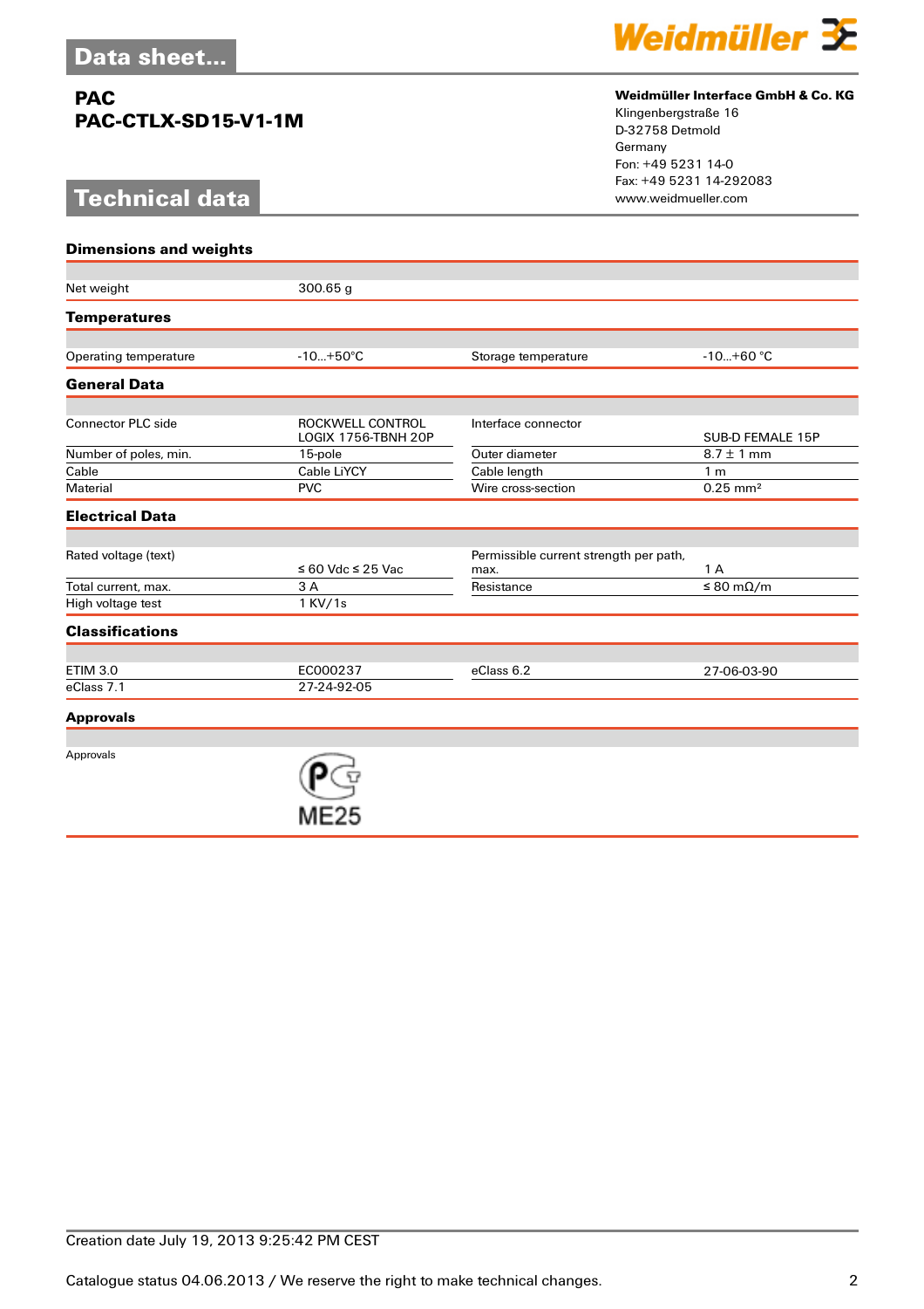# Data sheet...

## PAC
## PAC-CTLX-SD15-V1-1M

**Weidmüller Interface GmbH & Co. KG**
Klingenbergstraße 16
D-32758 Detmold
Germany
Fon: +49 5231 14-0
Fax: +49 5231 14-292083
www.weidmueller.com

# Technical data

### Dimensions and weights

| | | | |
|---|---|---|---|
| Net weight | 300.65 g | | |

### Temperatures

| | | | |
|---|---|---|---|
| Operating temperature | -10...+50°C | Storage temperature | -10...+60 °C |

### General Data

| | | | |
|---|---|---|---|
| Connector PLC side | ROCKWELL CONTROL LOGIX 1756-TBNH 20P | Interface connector | SUB-D FEMALE 15P |
| Number of poles, min. | 15-pole | Outer diameter | 8.7 ± 1 mm |
| Cable | Cable LiYCY | Cable length | 1 m |
| Material | PVC | Wire cross-section | 0.25 mm² |

### Electrical Data

| | | | |
|---|---|---|---|
| Rated voltage (text) | ≤ 60 Vdc ≤ 25 Vac | Permissible current strength per path, max. | 1 A |
| Total current, max. | 3 A | Resistance | ≤ 80 mΩ/m |
| High voltage test | 1 KV/1s | | |

### Classifications

| | | | |
|---|---|---|---|
| ETIM 3.0 | EC000237 | eClass 6.2 | 27-06-03-90 |
| eClass 7.1 | 27-24-92-05 | | |

### Approvals

Approvals

ME25

Creation date July 19, 2013 9:25:42 PM CEST

Catalogue status 04.06.2013 / We reserve the right to make technical changes.